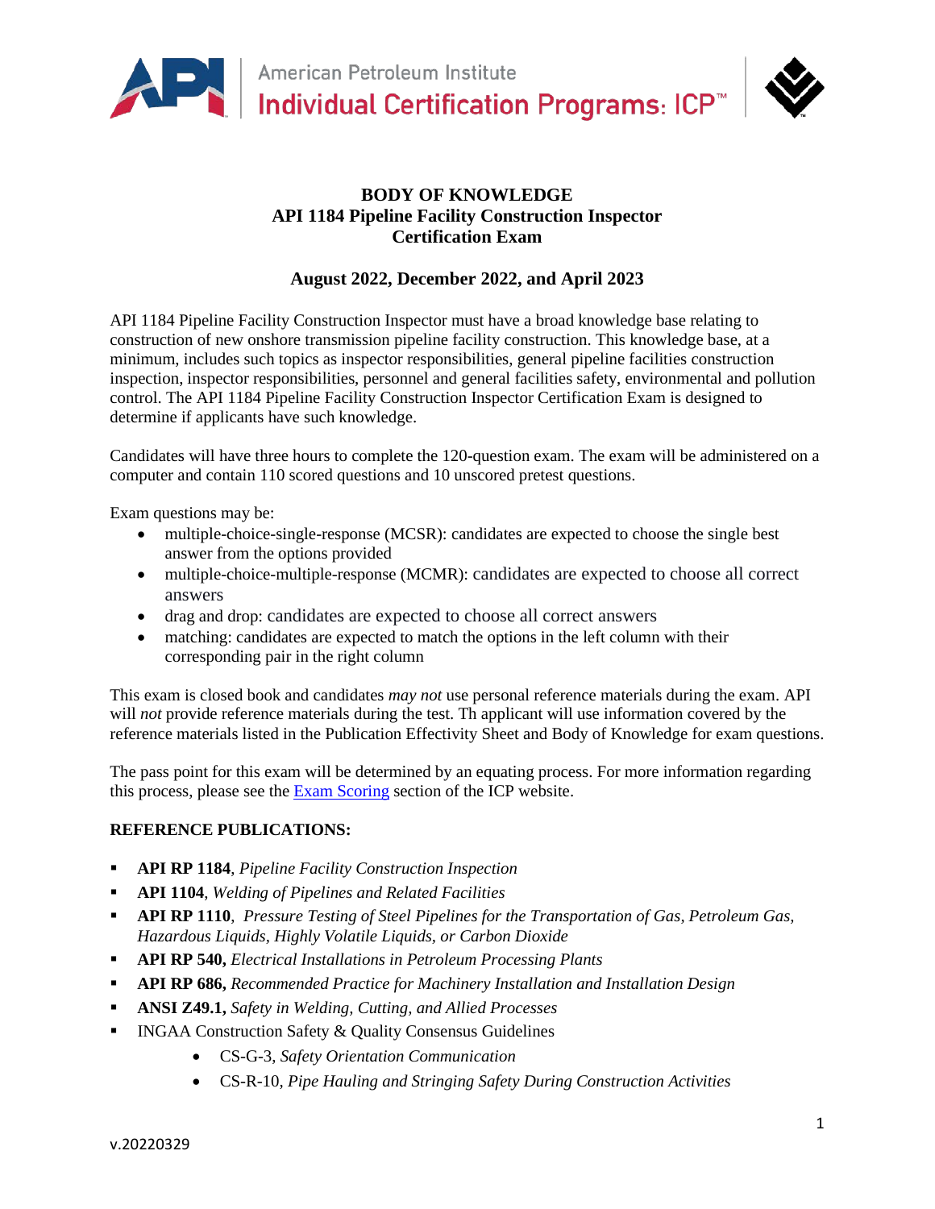American Petroleum Institute
Individual Certification Programs: ICP™

# BODY OF KNOWLEDGE
# API 1184 Pipeline Facility Construction Inspector Certification Exam

## August 2022, December 2022, and April 2023

API 1184 Pipeline Facility Construction Inspector must have a broad knowledge base relating to construction of new onshore transmission pipeline facility construction. This knowledge base, at a minimum, includes such topics as inspector responsibilities, general pipeline facilities construction inspection, inspector responsibilities, personnel and general facilities safety, environmental and pollution control. The API 1184 Pipeline Facility Construction Inspector Certification Exam is designed to determine if applicants have such knowledge.

Candidates will have three hours to complete the 120-question exam. The exam will be administered on a computer and contain 110 scored questions and 10 unscored pretest questions.

Exam questions may be:

- multiple-choice-single-response (MCSR): candidates are expected to choose the single best answer from the options provided
- multiple-choice-multiple-response (MCMR): candidates are expected to choose all correct answers
- drag and drop: candidates are expected to choose all correct answers
- matching: candidates are expected to match the options in the left column with their corresponding pair in the right column

This exam is closed book and candidates *may not* use personal reference materials during the exam. API will *not* provide reference materials during the test. Th applicant will use information covered by the reference materials listed in the Publication Effectivity Sheet and Body of Knowledge for exam questions.

The pass point for this exam will be determined by an equating process. For more information regarding this process, please see the [Exam Scoring] section of the ICP website.

**REFERENCE PUBLICATIONS:**

- **API RP 1184**, *Pipeline Facility Construction Inspection*
- **API 1104**, *Welding of Pipelines and Related Facilities*
- **API RP 1110**, *Pressure Testing of Steel Pipelines for the Transportation of Gas, Petroleum Gas, Hazardous Liquids, Highly Volatile Liquids, or Carbon Dioxide*
- **API RP 540,** *Electrical Installations in Petroleum Processing Plants*
- **API RP 686,** *Recommended Practice for Machinery Installation and Installation Design*
- **ANSI Z49.1,** *Safety in Welding, Cutting, and Allied Processes*
- INGAA Construction Safety & Quality Consensus Guidelines
    - CS-G-3, *Safety Orientation Communication*
    - CS-R-10, *Pipe Hauling and Stringing Safety During Construction Activities*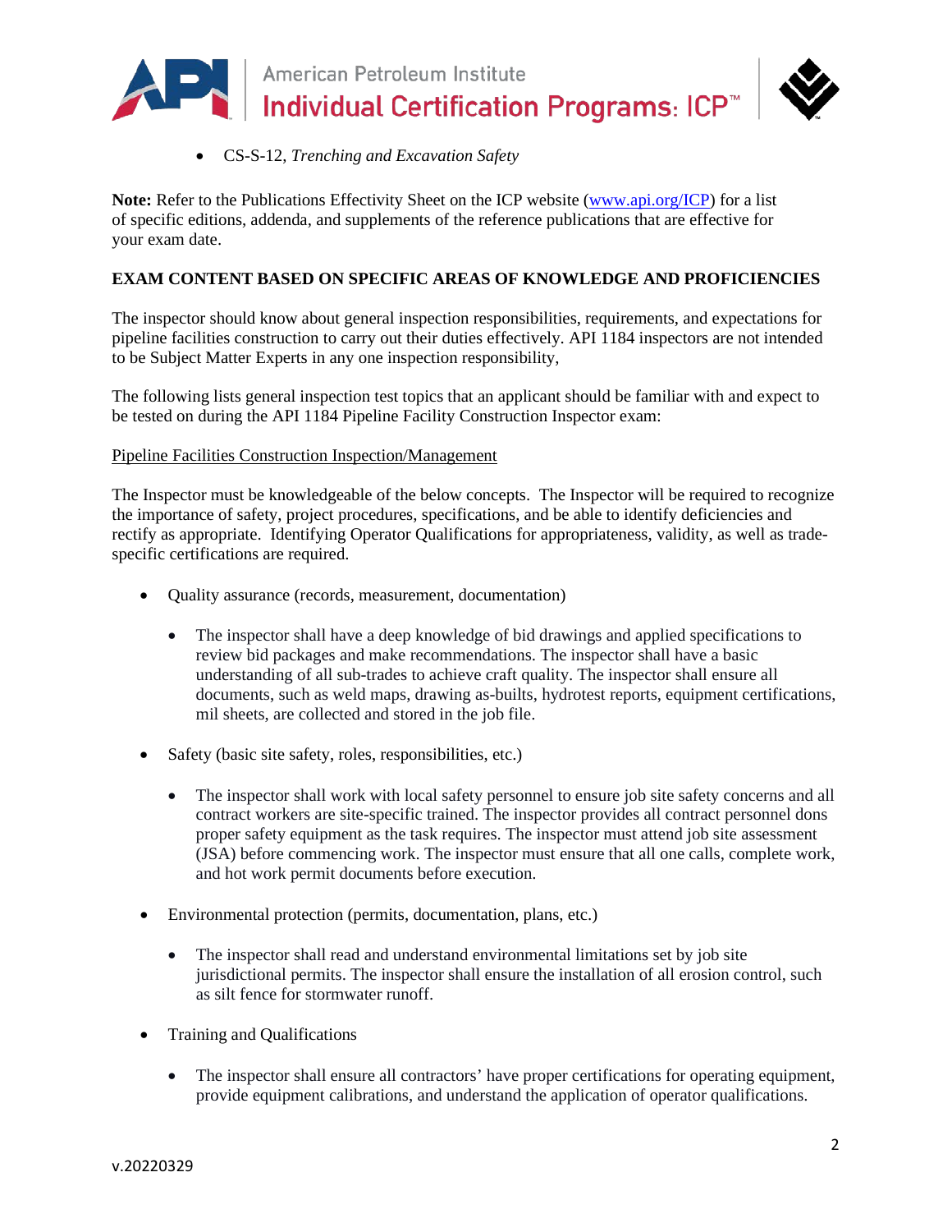- CS-S-12, *Trenching and Excavation Safety*

**Note:** Refer to the Publications Effectivity Sheet on the ICP website (www.api.org/ICP) for a list of specific editions, addenda, and supplements of the reference publications that are effective for your exam date.

**EXAM CONTENT BASED ON SPECIFIC AREAS OF KNOWLEDGE AND PROFICIENCIES**

The inspector should know about general inspection responsibilities, requirements, and expectations for pipeline facilities construction to carry out their duties effectively. API 1184 inspectors are not intended to be Subject Matter Experts in any one inspection responsibility,

The following lists general inspection test topics that an applicant should be familiar with and expect to be tested on during the API 1184 Pipeline Facility Construction Inspector exam:

<u>Pipeline Facilities Construction Inspection/Management</u>

The Inspector must be knowledgeable of the below concepts. The Inspector will be required to recognize the importance of safety, project procedures, specifications, and be able to identify deficiencies and rectify as appropriate. Identifying Operator Qualifications for appropriateness, validity, as well as trade-specific certifications are required.

- Quality assurance (records, measurement, documentation)
  - The inspector shall have a deep knowledge of bid drawings and applied specifications to review bid packages and make recommendations. The inspector shall have a basic understanding of all sub-trades to achieve craft quality. The inspector shall ensure all documents, such as weld maps, drawing as-builts, hydrotest reports, equipment certifications, mil sheets, are collected and stored in the job file.
- Safety (basic site safety, roles, responsibilities, etc.)
  - The inspector shall work with local safety personnel to ensure job site safety concerns and all contract workers are site-specific trained. The inspector provides all contract personnel dons proper safety equipment as the task requires. The inspector must attend job site assessment (JSA) before commencing work. The inspector must ensure that all one calls, complete work, and hot work permit documents before execution.
- Environmental protection (permits, documentation, plans, etc.)
  - The inspector shall read and understand environmental limitations set by job site jurisdictional permits. The inspector shall ensure the installation of all erosion control, such as silt fence for stormwater runoff.
- Training and Qualifications
  - The inspector shall ensure all contractors' have proper certifications for operating equipment, provide equipment calibrations, and understand the application of operator qualifications.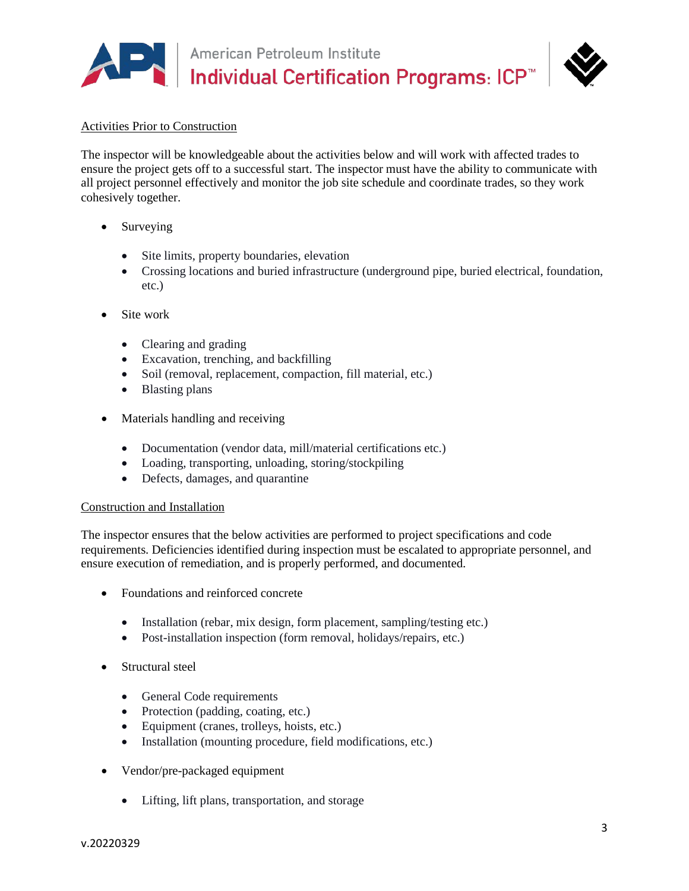Activities Prior to Construction

The inspector will be knowledgeable about the activities below and will work with affected trades to ensure the project gets off to a successful start. The inspector must have the ability to communicate with all project personnel effectively and monitor the job site schedule and coordinate trades, so they work cohesively together.

- Surveying
  - Site limits, property boundaries, elevation
  - Crossing locations and buried infrastructure (underground pipe, buried electrical, foundation, etc.)
- Site work
  - Clearing and grading
  - Excavation, trenching, and backfilling
  - Soil (removal, replacement, compaction, fill material, etc.)
  - Blasting plans
- Materials handling and receiving
  - Documentation (vendor data, mill/material certifications etc.)
  - Loading, transporting, unloading, storing/stockpiling
  - Defects, damages, and quarantine

Construction and Installation

The inspector ensures that the below activities are performed to project specifications and code requirements. Deficiencies identified during inspection must be escalated to appropriate personnel, and ensure execution of remediation, and is properly performed, and documented.

- Foundations and reinforced concrete
  - Installation (rebar, mix design, form placement, sampling/testing etc.)
  - Post-installation inspection (form removal, holidays/repairs, etc.)
- Structural steel
  - General Code requirements
  - Protection (padding, coating, etc.)
  - Equipment (cranes, trolleys, hoists, etc.)
  - Installation (mounting procedure, field modifications, etc.)
- Vendor/pre-packaged equipment
  - Lifting, lift plans, transportation, and storage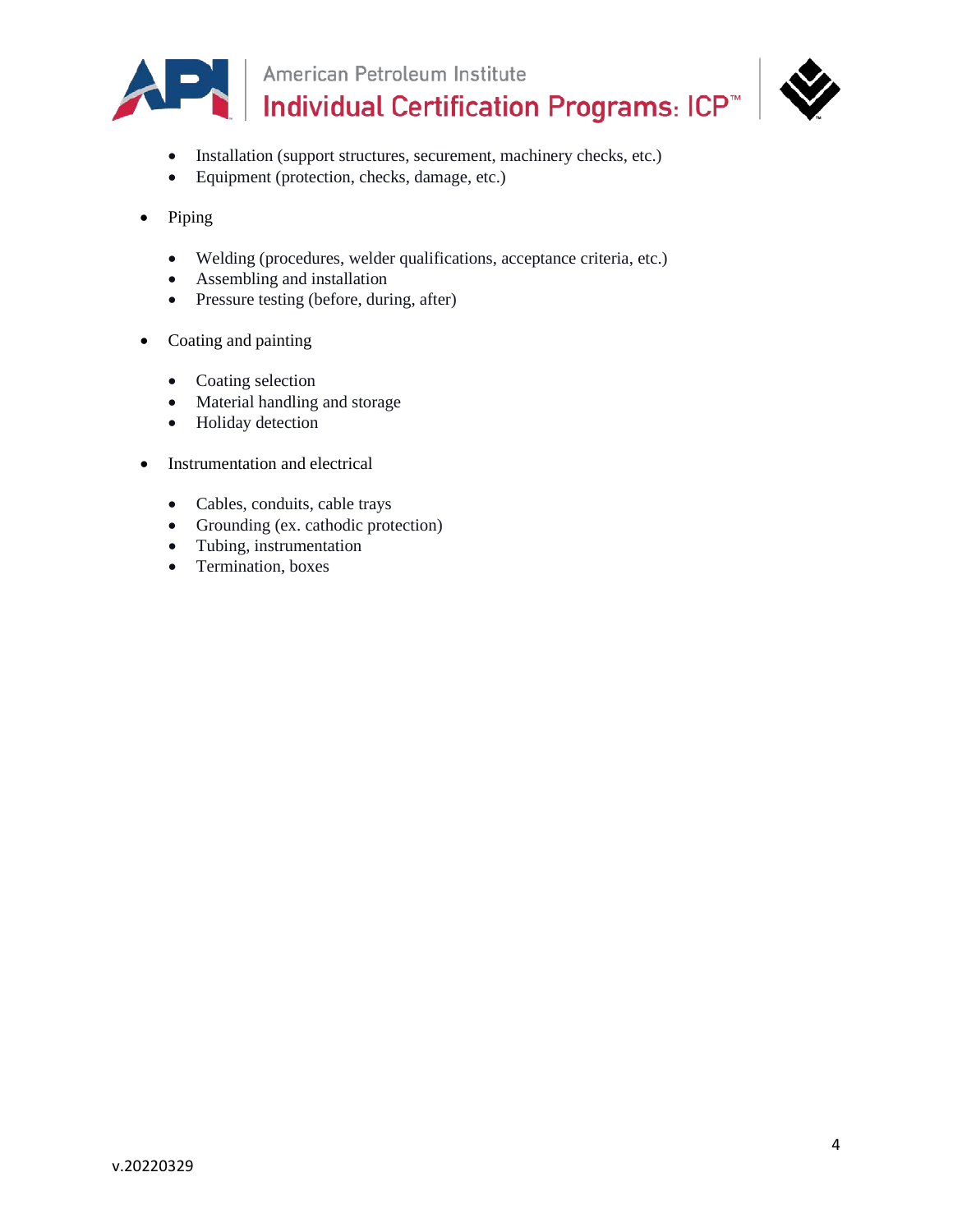- Installation (support structures, securement, machinery checks, etc.)
- Equipment (protection, checks, damage, etc.)

- Piping

    - Welding (procedures, welder qualifications, acceptance criteria, etc.)
    - Assembling and installation
    - Pressure testing (before, during, after)

- Coating and painting

    - Coating selection
    - Material handling and storage
    - Holiday detection

- Instrumentation and electrical

    - Cables, conduits, cable trays
    - Grounding (ex. cathodic protection)
    - Tubing, instrumentation
    - Termination, boxes